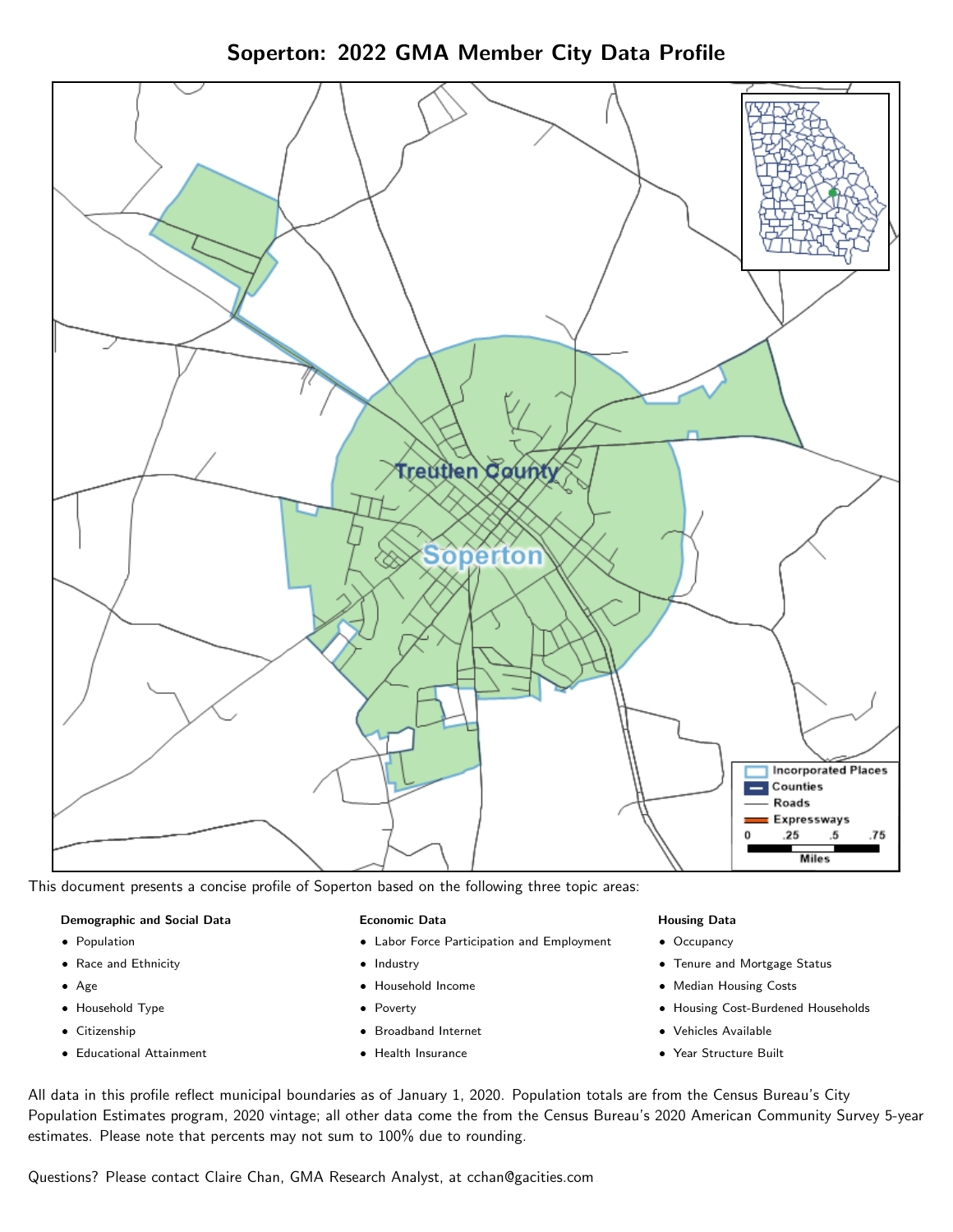# Soperton: 2022 GMA Member City Data Profile

Treutlen County

Soperton

Incorporated Places
Counties
Roads
Expressways
0 .25 .5 .75
Miles

This document presents a concise profile of Soperton based on the following three topic areas:

**Demographic and Social Data**

- Population
- Race and Ethnicity
- Age
- Household Type
- Citizenship
- Educational Attainment

**Economic Data**

- Labor Force Participation and Employment
- Industry
- Household Income
- Poverty
- Broadband Internet
- Health Insurance

**Housing Data**

- Occupancy
- Tenure and Mortgage Status
- Median Housing Costs
- Housing Cost-Burdened Households
- Vehicles Available
- Year Structure Built

All data in this profile reflect municipal boundaries as of January 1, 2020. Population totals are from the Census Bureau's City Population Estimates program, 2020 vintage; all other data come the from the Census Bureau's 2020 American Community Survey 5-year estimates. Please note that percents may not sum to 100% due to rounding.

Questions? Please contact Claire Chan, GMA Research Analyst, at cchan@gacities.com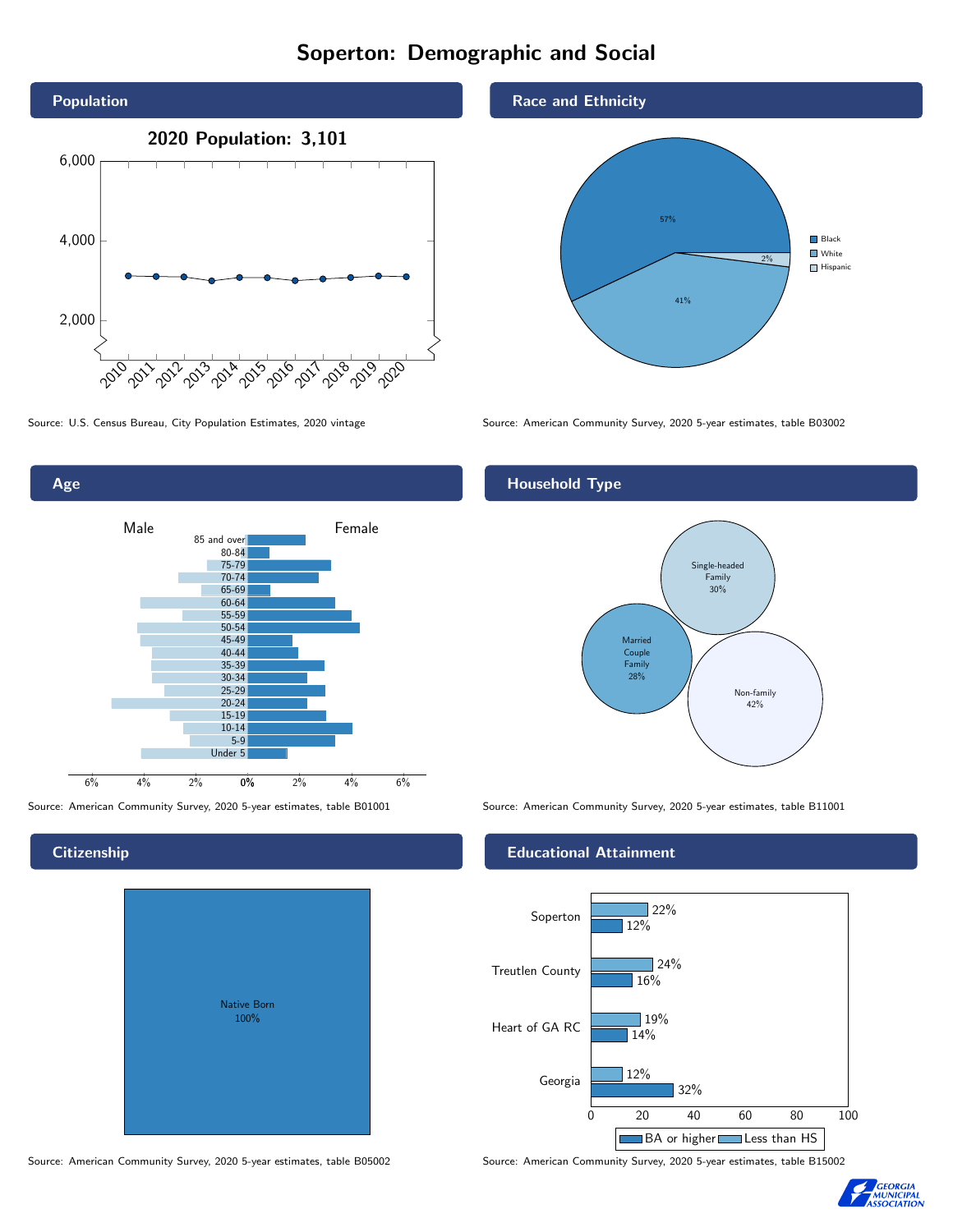# Soperton: Demographic and Social

## Population

2020 Population: 3,101

6,000
4,000
2,000

2010 2011 2012 2013 2014 2015 2016 2017 2018 2019 2020

Source: U.S. Census Bureau, City Population Estimates, 2020 vintage

## Race and Ethnicity

57%
41%
2%

Black
White
Hispanic

Source: American Community Survey, 2020 5-year estimates, table B03002

## Age

Male
Female

85 and over
80-84
75-79
70-74
65-69
60-64
55-59
50-54
45-49
40-44
35-39
30-34
25-29
20-24
15-19
10-14
5-9
Under 5

6% 4% 2% 0% 0% 2% 4% 6%

Source: American Community Survey, 2020 5-year estimates, table B01001

## Household Type

Single-headed Family 30%

Married Couple Family 28%

Non-family 42%

Source: American Community Survey, 2020 5-year estimates, table B11001

## Citizenship

Native Born 100%

Source: American Community Survey, 2020 5-year estimates, table B05002

## Educational Attainment

Soperton: 22%, 12%
Treutlen County: 24%, 16%
Heart of GA RC: 19%, 14%
Georgia: 12%, 32%

0 20 40 60 80 100

BA or higher
Less than HS

Source: American Community Survey, 2020 5-year estimates, table B15002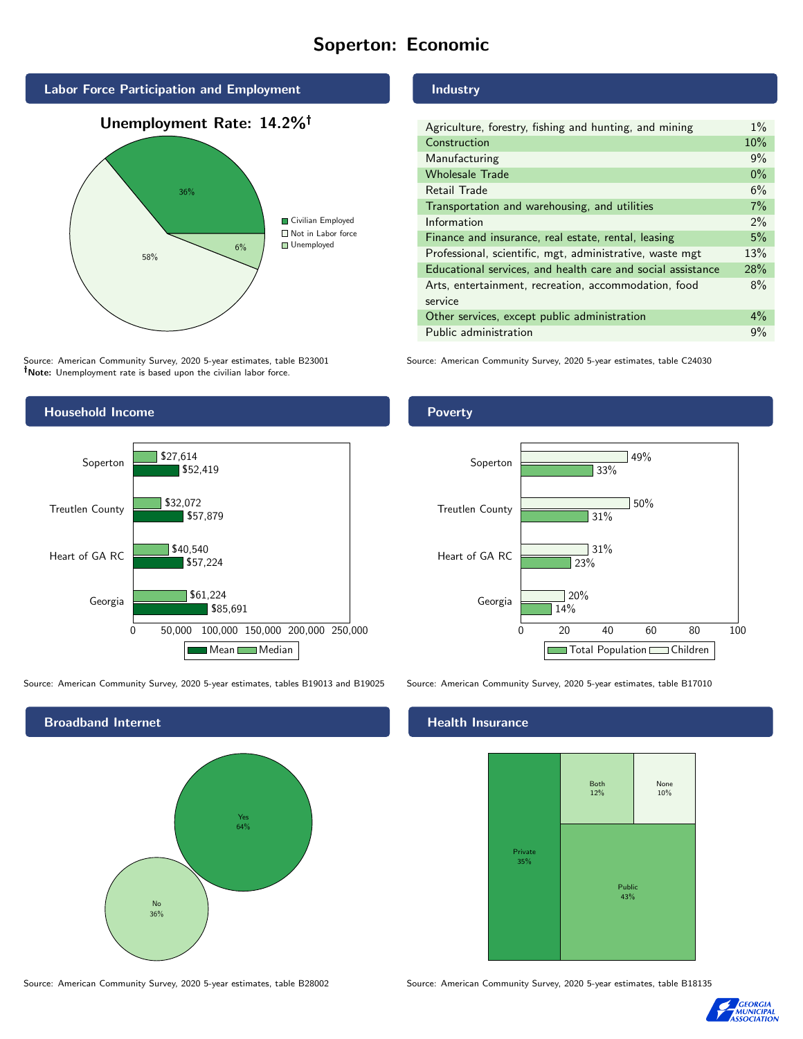# Soperton: Economic

## Labor Force Participation and Employment

**Unemployment Rate: 14.2%†**

36%
6%
58%

Civilian Employed
Not in Labor force
Unemployed

Source: American Community Survey, 2020 5-year estimates, table B23001
**†Note:** Unemployment rate is based upon the civilian labor force.

## Industry

| | |
|---|---|
| Agriculture, forestry, fishing and hunting, and mining | 1% |
| Construction | 10% |
| Manufacturing | 9% |
| Wholesale Trade | 0% |
| Retail Trade | 6% |
| Transportation and warehousing, and utilities | 7% |
| Information | 2% |
| Finance and insurance, real estate, rental, leasing | 5% |
| Professional, scientific, mgt, administrative, waste mgt | 13% |
| Educational services, and health care and social assistance | 28% |
| Arts, entertainment, recreation, accommodation, food service | 8% |
| Other services, except public administration | 4% |
| Public administration | 9% |

Source: American Community Survey, 2020 5-year estimates, table C24030

## Household Income

Soperton $27,614 $52,419
Treutlen County $32,072 $57,879
Heart of GA RC $40,540 $57,224
Georgia $61,224 $85,691

0 50,000 100,000 150,000 200,000 250,000

Mean Median

Source: American Community Survey, 2020 5-year estimates, tables B19013 and B19025

## Poverty

Soperton 49% 33%
Treutlen County 50% 31%
Heart of GA RC 31% 23%
Georgia 20% 14%

0 20 40 60 80 100

Total Population Children

Source: American Community Survey, 2020 5-year estimates, table B17010

## Broadband Internet

Yes 64%
No 36%

Source: American Community Survey, 2020 5-year estimates, table B28002

## Health Insurance

Private 35%
Both 12%
None 10%
Public 43%

Source: American Community Survey, 2020 5-year estimates, table B18135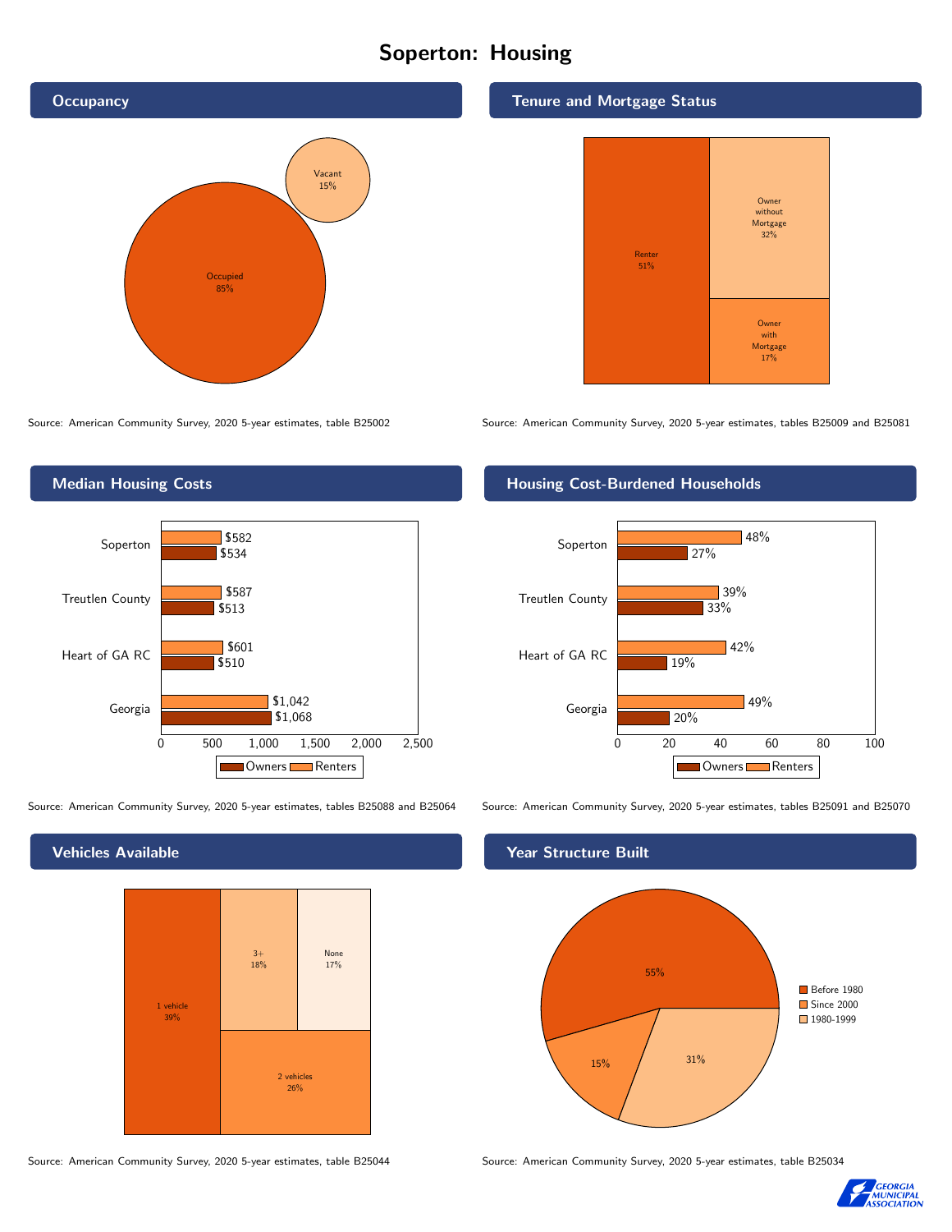# Soperton: Housing

## Occupancy

Vacant
15%

Occupied
85%

Source: American Community Survey, 2020 5-year estimates, table B25002

## Tenure and Mortgage Status

Renter
51%

Owner
without
Mortgage
32%

Owner
with
Mortgage
17%

Source: American Community Survey, 2020 5-year estimates, tables B25009 and B25081

## Median Housing Costs

Soperton
$582
$534

Treutlen County
$587
$513

Heart of GA RC
$601
$510

Georgia
$1,042
$1,068

0 500 1,000 1,500 2,000 2,500

Owners Renters

Source: American Community Survey, 2020 5-year estimates, tables B25088 and B25064

## Housing Cost-Burdened Households

Soperton
48%
27%

Treutlen County
39%
33%

Heart of GA RC
42%
19%

Georgia
49%
20%

0 20 40 60 80 100

Owners Renters

Source: American Community Survey, 2020 5-year estimates, tables B25091 and B25070

## Vehicles Available

1 vehicle
39%

3+
18%

None
17%

2 vehicles
26%

Source: American Community Survey, 2020 5-year estimates, table B25044

## Year Structure Built

55%

15%

31%

Before 1980
Since 2000
1980-1999

Source: American Community Survey, 2020 5-year estimates, table B25034